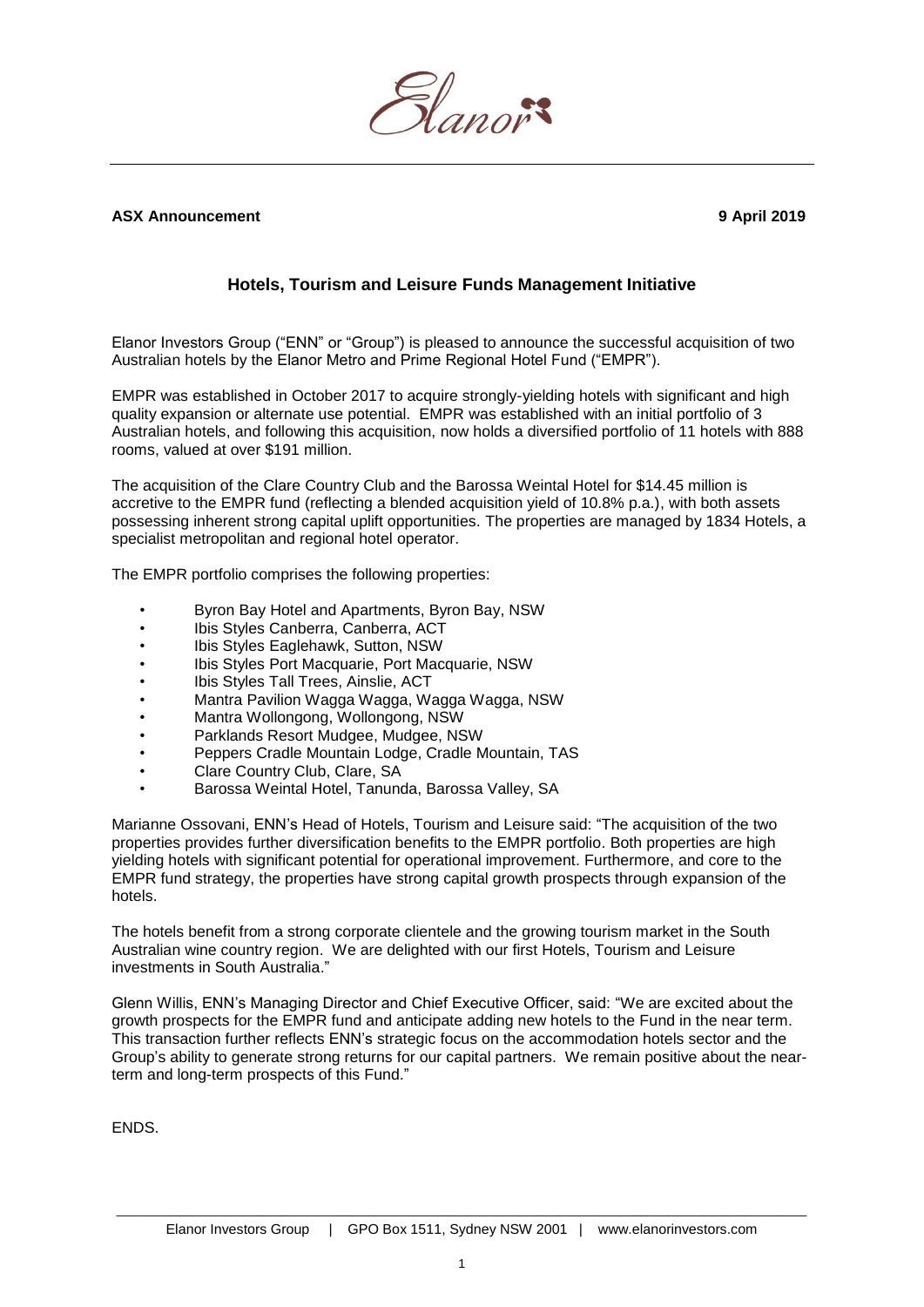**ASX Announcement** **9 April 2019**

## Hotels, Tourism and Leisure Funds Management Initiative

Elanor Investors Group ("ENN" or "Group") is pleased to announce the successful acquisition of two Australian hotels by the Elanor Metro and Prime Regional Hotel Fund ("EMPR").

EMPR was established in October 2017 to acquire strongly-yielding hotels with significant and high quality expansion or alternate use potential. EMPR was established with an initial portfolio of 3 Australian hotels, and following this acquisition, now holds a diversified portfolio of 11 hotels with 888 rooms, valued at over $191 million.

The acquisition of the Clare Country Club and the Barossa Weintal Hotel for $14.45 million is accretive to the EMPR fund (reflecting a blended acquisition yield of 10.8% p.a.), with both assets possessing inherent strong capital uplift opportunities. The properties are managed by 1834 Hotels, a specialist metropolitan and regional hotel operator.

The EMPR portfolio comprises the following properties:

- Byron Bay Hotel and Apartments, Byron Bay, NSW
- Ibis Styles Canberra, Canberra, ACT
- Ibis Styles Eaglehawk, Sutton, NSW
- Ibis Styles Port Macquarie, Port Macquarie, NSW
- Ibis Styles Tall Trees, Ainslie, ACT
- Mantra Pavilion Wagga Wagga, Wagga Wagga, NSW
- Mantra Wollongong, Wollongong, NSW
- Parklands Resort Mudgee, Mudgee, NSW
- Peppers Cradle Mountain Lodge, Cradle Mountain, TAS
- Clare Country Club, Clare, SA
- Barossa Weintal Hotel, Tanunda, Barossa Valley, SA

Marianne Ossovani, ENN's Head of Hotels, Tourism and Leisure said: "The acquisition of the two properties provides further diversification benefits to the EMPR portfolio. Both properties are high yielding hotels with significant potential for operational improvement. Furthermore, and core to the EMPR fund strategy, the properties have strong capital growth prospects through expansion of the hotels.

The hotels benefit from a strong corporate clientele and the growing tourism market in the South Australian wine country region. We are delighted with our first Hotels, Tourism and Leisure investments in South Australia."

Glenn Willis, ENN's Managing Director and Chief Executive Officer, said: "We are excited about the growth prospects for the EMPR fund and anticipate adding new hotels to the Fund in the near term. This transaction further reflects ENN's strategic focus on the accommodation hotels sector and the Group's ability to generate strong returns for our capital partners. We remain positive about the near-term and long-term prospects of this Fund."

ENDS.

Elanor Investors Group | GPO Box 1511, Sydney NSW 2001 | www.elanorinvestors.com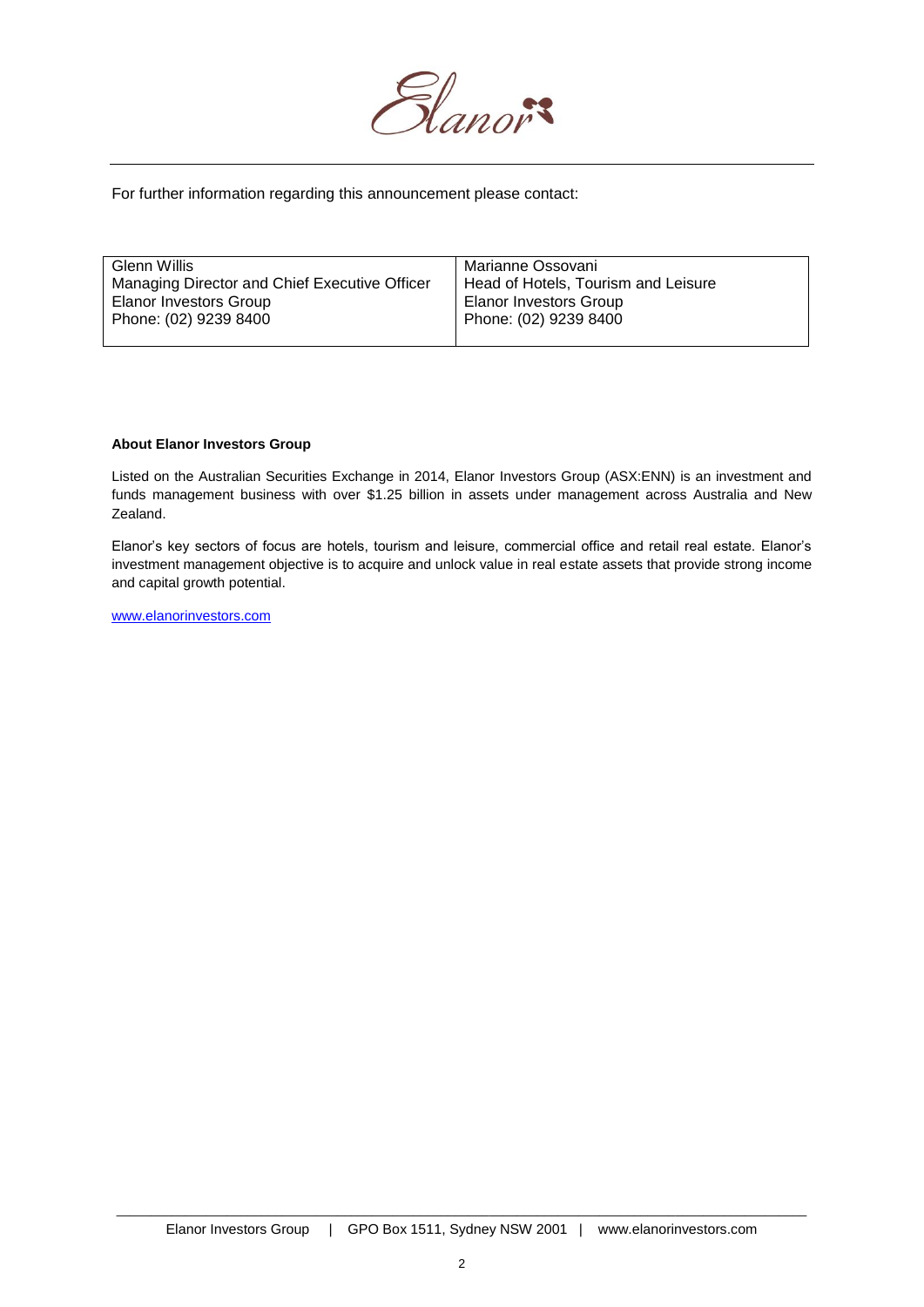For further information regarding this announcement please contact:

| | |
|---|---|
| Glenn Willis<br>Managing Director and Chief Executive Officer<br>Elanor Investors Group<br>Phone: (02) 9239 8400 | Marianne Ossovani<br>Head of Hotels, Tourism and Leisure<br>Elanor Investors Group<br>Phone: (02) 9239 8400 |

**About Elanor Investors Group**

Listed on the Australian Securities Exchange in 2014, Elanor Investors Group (ASX:ENN) is an investment and funds management business with over $1.25 billion in assets under management across Australia and New Zealand.

Elanor's key sectors of focus are hotels, tourism and leisure, commercial office and retail real estate. Elanor's investment management objective is to acquire and unlock value in real estate assets that provide strong income and capital growth potential.

www.elanorinvestors.com